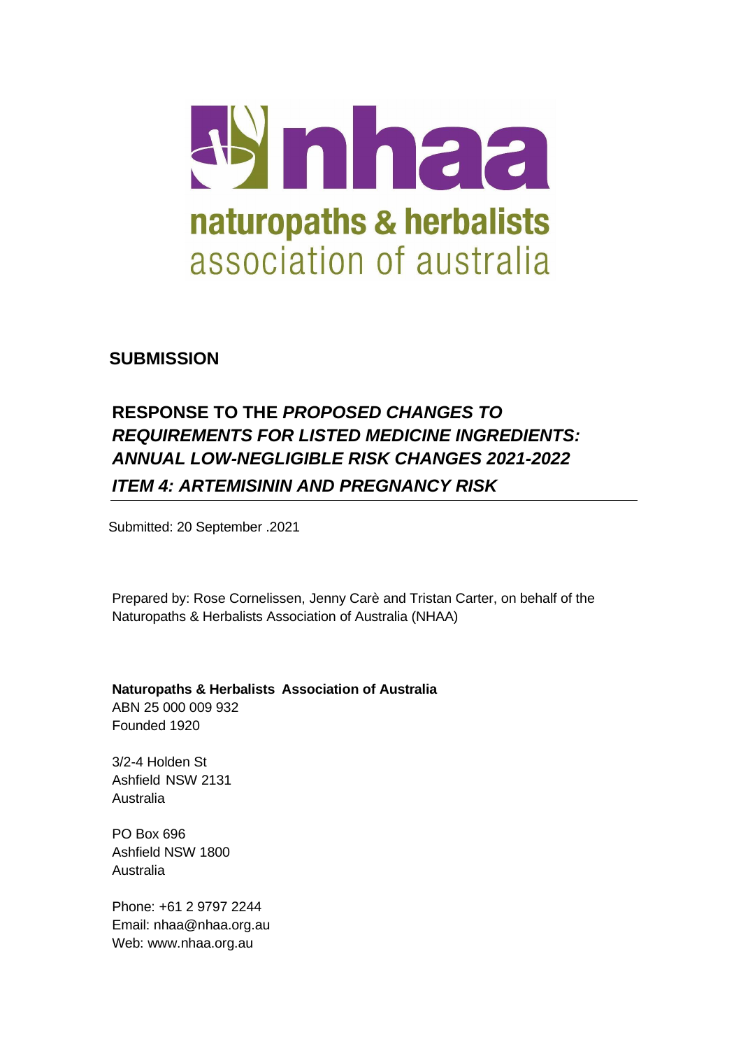nhaa

naturopaths & herbalists association of australia

## SUBMISSION

# RESPONSE TO THE *PROPOSED CHANGES TO REQUIREMENTS FOR LISTED MEDICINE INGREDIENTS: ANNUAL LOW-NEGLIGIBLE RISK CHANGES 2021-2022*
# *ITEM 4: ARTEMISININ AND PREGNANCY RISK*

Submitted: 20 September .2021

Prepared by: Rose Cornelissen, Jenny Carè and Tristan Carter, on behalf of the Naturopaths & Herbalists Association of Australia (NHAA)

**Naturopaths & Herbalists Association of Australia**
ABN 25 000 009 932
Founded 1920

3/2-4 Holden St
Ashfield NSW 2131
Australia

PO Box 696
Ashfield NSW 1800
Australia

Phone: +61 2 9797 2244
Email: nhaa@nhaa.org.au
Web: www.nhaa.org.au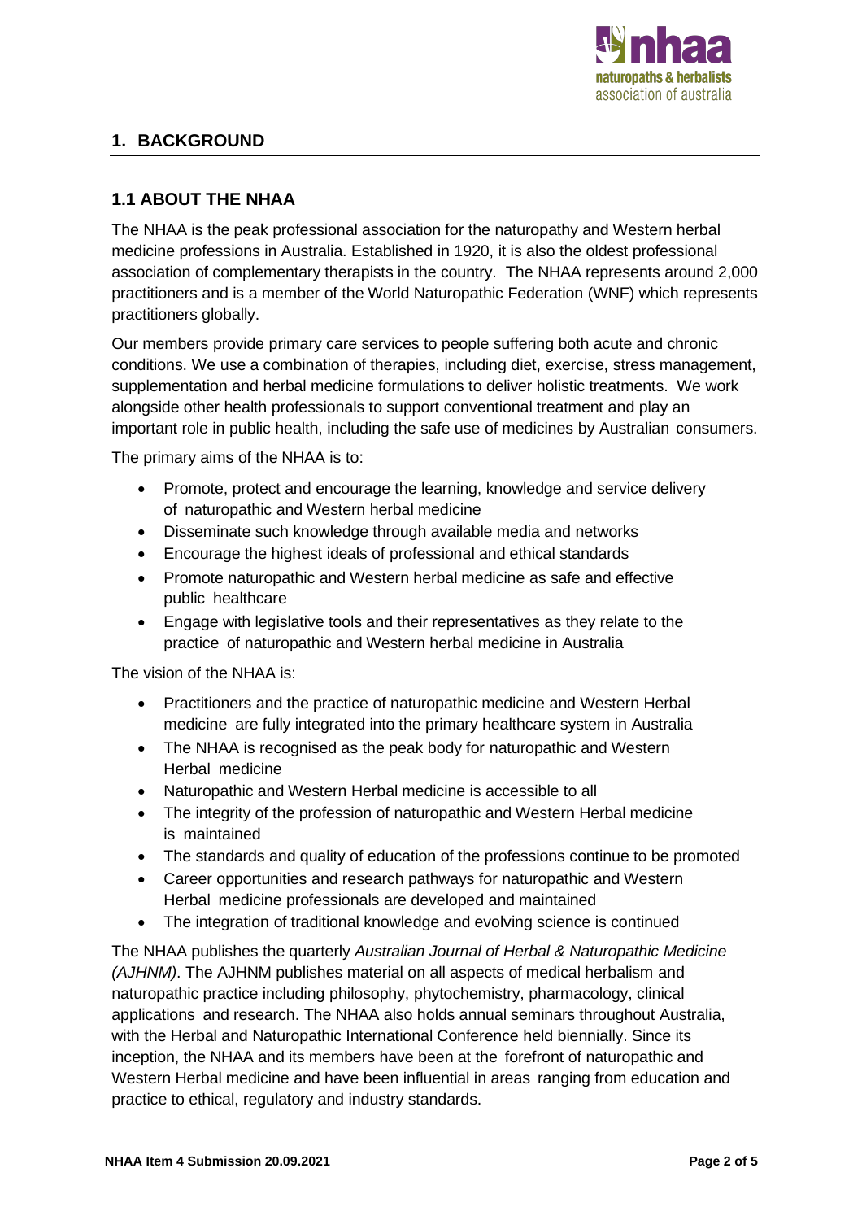## 1. BACKGROUND

### 1.1 ABOUT THE NHAA

The NHAA is the peak professional association for the naturopathy and Western herbal medicine professions in Australia. Established in 1920, it is also the oldest professional association of complementary therapists in the country. The NHAA represents around 2,000 practitioners and is a member of the World Naturopathic Federation (WNF) which represents practitioners globally.

Our members provide primary care services to people suffering both acute and chronic conditions. We use a combination of therapies, including diet, exercise, stress management, supplementation and herbal medicine formulations to deliver holistic treatments. We work alongside other health professionals to support conventional treatment and play an important role in public health, including the safe use of medicines by Australian consumers.

The primary aims of the NHAA is to:

- Promote, protect and encourage the learning, knowledge and service delivery of naturopathic and Western herbal medicine
- Disseminate such knowledge through available media and networks
- Encourage the highest ideals of professional and ethical standards
- Promote naturopathic and Western herbal medicine as safe and effective public healthcare
- Engage with legislative tools and their representatives as they relate to the practice of naturopathic and Western herbal medicine in Australia

The vision of the NHAA is:

- Practitioners and the practice of naturopathic medicine and Western Herbal medicine are fully integrated into the primary healthcare system in Australia
- The NHAA is recognised as the peak body for naturopathic and Western Herbal medicine
- Naturopathic and Western Herbal medicine is accessible to all
- The integrity of the profession of naturopathic and Western Herbal medicine is maintained
- The standards and quality of education of the professions continue to be promoted
- Career opportunities and research pathways for naturopathic and Western Herbal medicine professionals are developed and maintained
- The integration of traditional knowledge and evolving science is continued

The NHAA publishes the quarterly *Australian Journal of Herbal & Naturopathic Medicine (AJHNM)*. The AJHNM publishes material on all aspects of medical herbalism and naturopathic practice including philosophy, phytochemistry, pharmacology, clinical applications and research. The NHAA also holds annual seminars throughout Australia, with the Herbal and Naturopathic International Conference held biennially. Since its inception, the NHAA and its members have been at the forefront of naturopathic and Western Herbal medicine and have been influential in areas ranging from education and practice to ethical, regulatory and industry standards.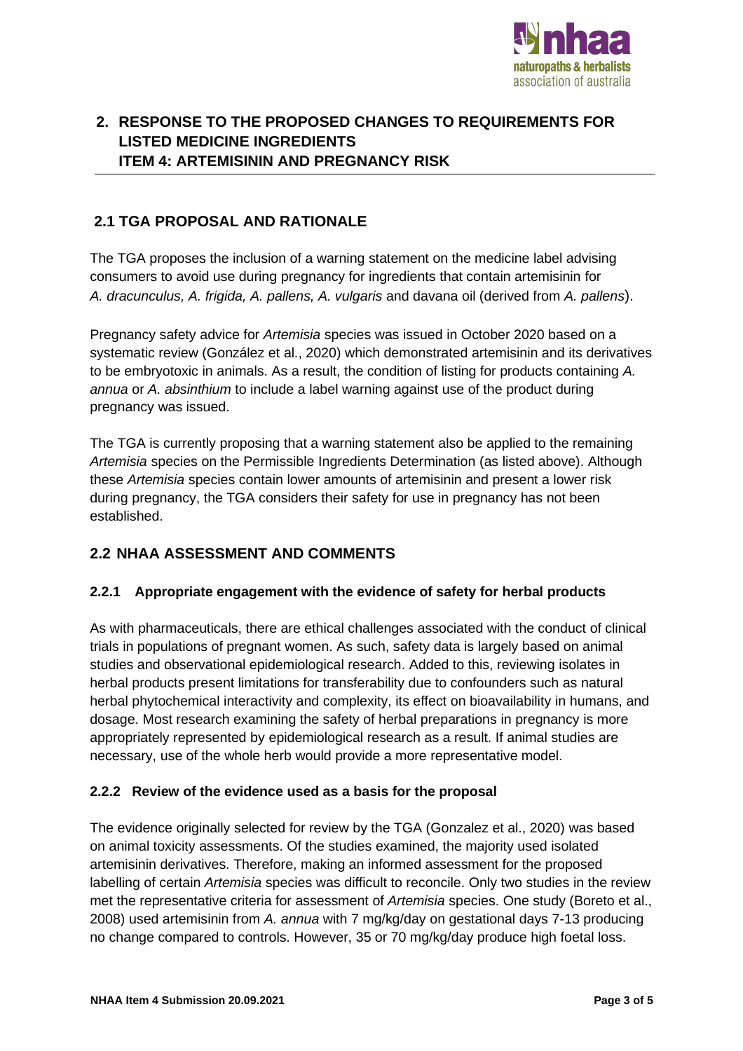## 2. RESPONSE TO THE PROPOSED CHANGES TO REQUIREMENTS FOR LISTED MEDICINE INGREDIENTS ITEM 4: ARTEMISININ AND PREGNANCY RISK

### 2.1 TGA PROPOSAL AND RATIONALE

The TGA proposes the inclusion of a warning statement on the medicine label advising consumers to avoid use during pregnancy for ingredients that contain artemisinin for *A. dracunculus, A. frigida, A. pallens, A. vulgaris* and davana oil (derived from *A. pallens*).

Pregnancy safety advice for *Artemisia* species was issued in October 2020 based on a systematic review (González et al., 2020) which demonstrated artemisinin and its derivatives to be embryotoxic in animals. As a result, the condition of listing for products containing *A. annua* or *A. absinthium* to include a label warning against use of the product during pregnancy was issued.

The TGA is currently proposing that a warning statement also be applied to the remaining *Artemisia* species on the Permissible Ingredients Determination (as listed above). Although these *Artemisia* species contain lower amounts of artemisinin and present a lower risk during pregnancy, the TGA considers their safety for use in pregnancy has not been established.

### 2.2 NHAA ASSESSMENT AND COMMENTS

#### 2.2.1 Appropriate engagement with the evidence of safety for herbal products

As with pharmaceuticals, there are ethical challenges associated with the conduct of clinical trials in populations of pregnant women. As such, safety data is largely based on animal studies and observational epidemiological research. Added to this, reviewing isolates in herbal products present limitations for transferability due to confounders such as natural herbal phytochemical interactivity and complexity, its effect on bioavailability in humans, and dosage. Most research examining the safety of herbal preparations in pregnancy is more appropriately represented by epidemiological research as a result. If animal studies are necessary, use of the whole herb would provide a more representative model.

#### 2.2.2 Review of the evidence used as a basis for the proposal

The evidence originally selected for review by the TGA (Gonzalez et al., 2020) was based on animal toxicity assessments. Of the studies examined, the majority used isolated artemisinin derivatives. Therefore, making an informed assessment for the proposed labelling of certain *Artemisia* species was difficult to reconcile. Only two studies in the review met the representative criteria for assessment of *Artemisia* species. One study (Boreto et al., 2008) used artemisinin from *A. annua* with 7 mg/kg/day on gestational days 7-13 producing no change compared to controls. However, 35 or 70 mg/kg/day produce high foetal loss.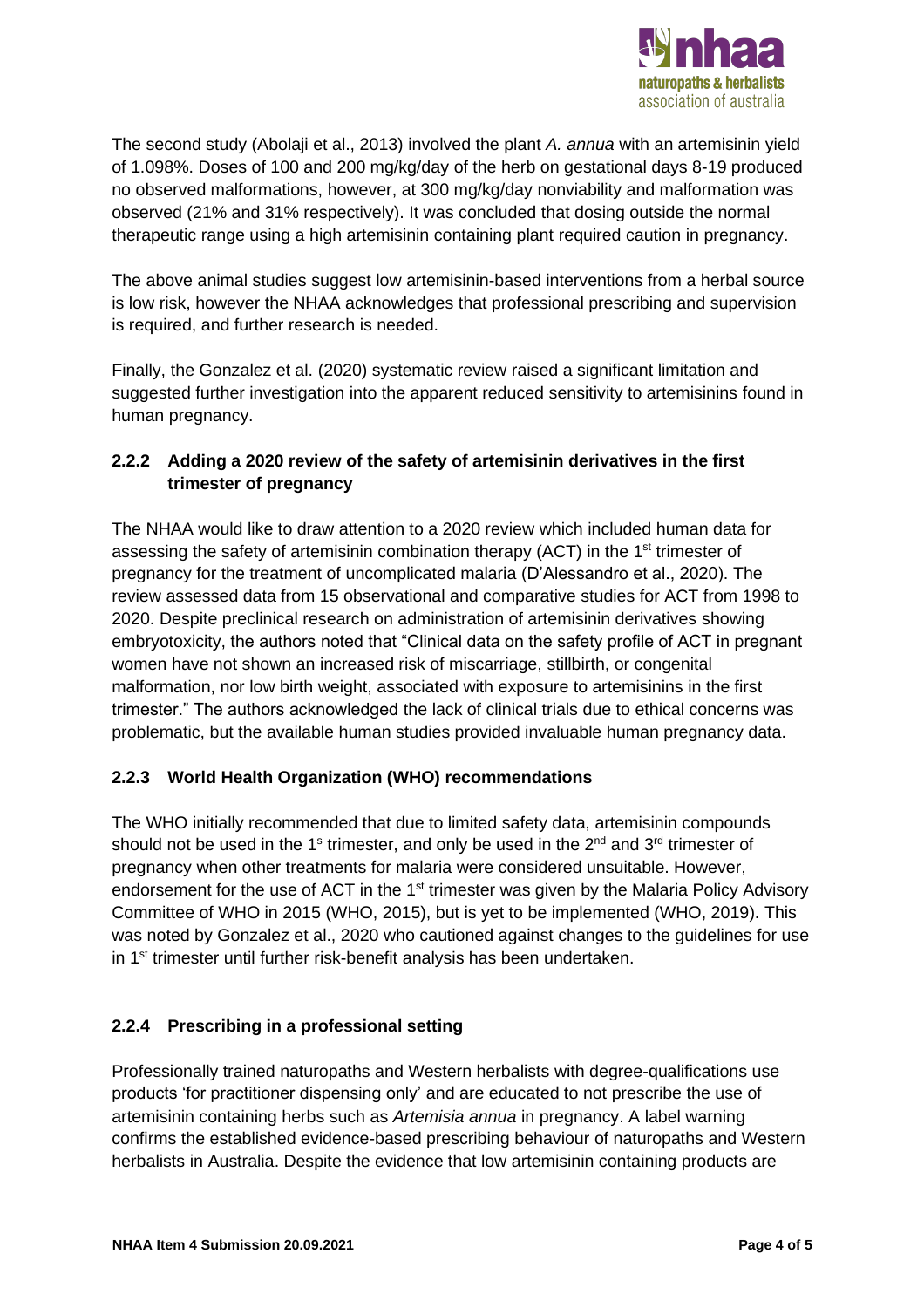The second study (Abolaji et al., 2013) involved the plant *A. annua* with an artemisinin yield of 1.098%. Doses of 100 and 200 mg/kg/day of the herb on gestational days 8-19 produced no observed malformations, however, at 300 mg/kg/day nonviability and malformation was observed (21% and 31% respectively). It was concluded that dosing outside the normal therapeutic range using a high artemisinin containing plant required caution in pregnancy.

The above animal studies suggest low artemisinin-based interventions from a herbal source is low risk, however the NHAA acknowledges that professional prescribing and supervision is required, and further research is needed.

Finally, the Gonzalez et al. (2020) systematic review raised a significant limitation and suggested further investigation into the apparent reduced sensitivity to artemisinins found in human pregnancy.

### 2.2.2 Adding a 2020 review of the safety of artemisinin derivatives in the first trimester of pregnancy

The NHAA would like to draw attention to a 2020 review which included human data for assessing the safety of artemisinin combination therapy (ACT) in the 1st trimester of pregnancy for the treatment of uncomplicated malaria (D'Alessandro et al., 2020). The review assessed data from 15 observational and comparative studies for ACT from 1998 to 2020. Despite preclinical research on administration of artemisinin derivatives showing embryotoxicity, the authors noted that "Clinical data on the safety profile of ACT in pregnant women have not shown an increased risk of miscarriage, stillbirth, or congenital malformation, nor low birth weight, associated with exposure to artemisinins in the first trimester." The authors acknowledged the lack of clinical trials due to ethical concerns was problematic, but the available human studies provided invaluable human pregnancy data.

### 2.2.3 World Health Organization (WHO) recommendations

The WHO initially recommended that due to limited safety data, artemisinin compounds should not be used in the 1s trimester, and only be used in the 2nd and 3rd trimester of pregnancy when other treatments for malaria were considered unsuitable. However, endorsement for the use of ACT in the 1st trimester was given by the Malaria Policy Advisory Committee of WHO in 2015 (WHO, 2015), but is yet to be implemented (WHO, 2019). This was noted by Gonzalez et al., 2020 who cautioned against changes to the guidelines for use in 1st trimester until further risk-benefit analysis has been undertaken.

### 2.2.4 Prescribing in a professional setting

Professionally trained naturopaths and Western herbalists with degree-qualifications use products 'for practitioner dispensing only' and are educated to not prescribe the use of artemisinin containing herbs such as *Artemisia annua* in pregnancy. A label warning confirms the established evidence-based prescribing behaviour of naturopaths and Western herbalists in Australia. Despite the evidence that low artemisinin containing products are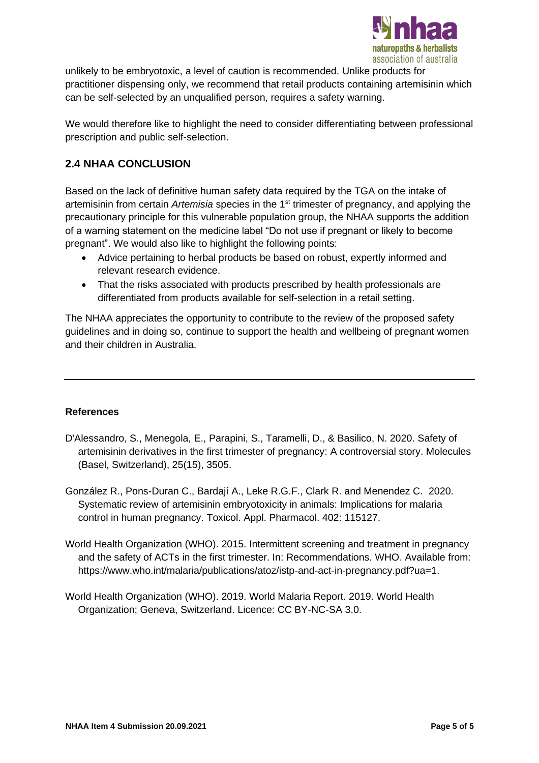unlikely to be embryotoxic, a level of caution is recommended. Unlike products for practitioner dispensing only, we recommend that retail products containing artemisinin which can be self-selected by an unqualified person, requires a safety warning.

We would therefore like to highlight the need to consider differentiating between professional prescription and public self-selection.

## 2.4 NHAA CONCLUSION

Based on the lack of definitive human safety data required by the TGA on the intake of artemisinin from certain *Artemisia* species in the 1st trimester of pregnancy, and applying the precautionary principle for this vulnerable population group, the NHAA supports the addition of a warning statement on the medicine label "Do not use if pregnant or likely to become pregnant". We would also like to highlight the following points:

- Advice pertaining to herbal products be based on robust, expertly informed and relevant research evidence.
- That the risks associated with products prescribed by health professionals are differentiated from products available for self-selection in a retail setting.

The NHAA appreciates the opportunity to contribute to the review of the proposed safety guidelines and in doing so, continue to support the health and wellbeing of pregnant women and their children in Australia.

---

**References**

D'Alessandro, S., Menegola, E., Parapini, S., Taramelli, D., & Basilico, N. 2020. Safety of artemisinin derivatives in the first trimester of pregnancy: A controversial story. Molecules (Basel, Switzerland), 25(15), 3505.

González R., Pons-Duran C., Bardají A., Leke R.G.F., Clark R. and Menendez C. 2020. Systematic review of artemisinin embryotoxicity in animals: Implications for malaria control in human pregnancy. Toxicol. Appl. Pharmacol. 402: 115127.

World Health Organization (WHO). 2015. Intermittent screening and treatment in pregnancy and the safety of ACTs in the first trimester. In: Recommendations. WHO. Available from: https://www.who.int/malaria/publications/atoz/istp-and-act-in-pregnancy.pdf?ua=1.

World Health Organization (WHO). 2019. World Malaria Report. 2019. World Health Organization; Geneva, Switzerland. Licence: CC BY-NC-SA 3.0.